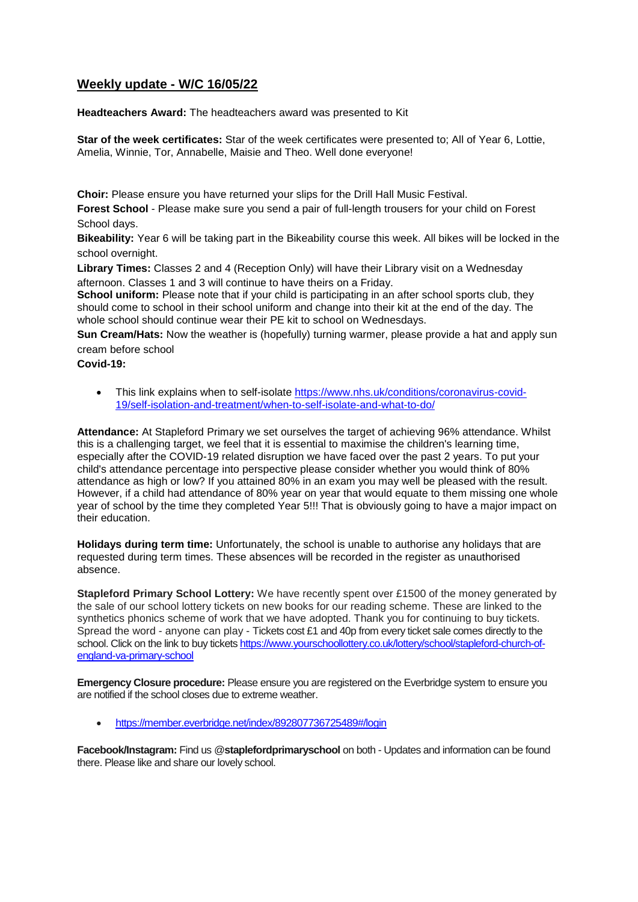## Weekly update - W/C 16/05/22

**Headteachers Award:** The headteachers award was presented to Kit

**Star of the week certificates:** Star of the week certificates were presented to; All of Year 6, Lottie, Amelia, Winnie, Tor, Annabelle, Maisie and Theo. Well done everyone!

**Choir:** Please ensure you have returned your slips for the Drill Hall Music Festival.

**Forest School** - Please make sure you send a pair of full-length trousers for your child on Forest School days.

**Bikeability:** Year 6 will be taking part in the Bikeability course this week. All bikes will be locked in the school overnight.

**Library Times:** Classes 2 and 4 (Reception Only) will have their Library visit on a Wednesday afternoon. Classes 1 and 3 will continue to have theirs on a Friday.

**School uniform:** Please note that if your child is participating in an after school sports club, they should come to school in their school uniform and change into their kit at the end of the day. The whole school should continue wear their PE kit to school on Wednesdays.

**Sun Cream/Hats:** Now the weather is (hopefully) turning warmer, please provide a hat and apply sun cream before school

**Covid-19:**

- This link explains when to self-isolate https://www.nhs.uk/conditions/coronavirus-covid-19/self-isolation-and-treatment/when-to-self-isolate-and-what-to-do/

**Attendance:** At Stapleford Primary we set ourselves the target of achieving 96% attendance. Whilst this is a challenging target, we feel that it is essential to maximise the children's learning time, especially after the COVID-19 related disruption we have faced over the past 2 years. To put your child's attendance percentage into perspective please consider whether you would think of 80% attendance as high or low? If you attained 80% in an exam you may well be pleased with the result. However, if a child had attendance of 80% year on year that would equate to them missing one whole year of school by the time they completed Year 5!!! That is obviously going to have a major impact on their education.

**Holidays during term time:** Unfortunately, the school is unable to authorise any holidays that are requested during term times. These absences will be recorded in the register as unauthorised absence.

**Stapleford Primary School Lottery:** We have recently spent over £1500 of the money generated by the sale of our school lottery tickets on new books for our reading scheme. These are linked to the synthetics phonics scheme of work that we have adopted. Thank you for continuing to buy tickets. Spread the word - anyone can play - Tickets cost £1 and 40p from every ticket sale comes directly to the school. Click on the link to buy tickets https://www.yourschoollottery.co.uk/lottery/school/stapleford-church-of-england-va-primary-school

**Emergency Closure procedure:** Please ensure you are registered on the Everbridge system to ensure you are notified if the school closes due to extreme weather.

- https://member.everbridge.net/index/892807736725489#/login

**Facebook/Instagram:** Find us @**staplefordprimaryschool** on both - Updates and information can be found there. Please like and share our lovely school.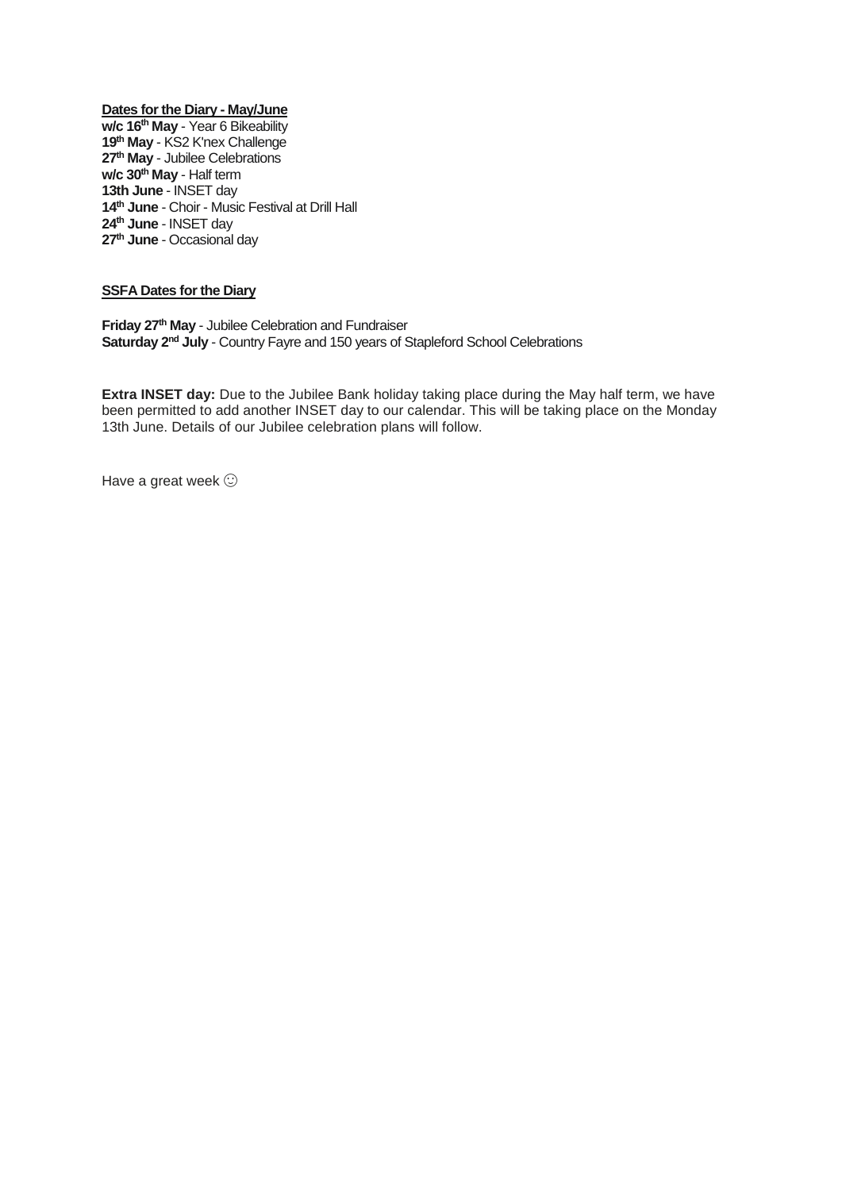**Dates for the Diary - May/June**

**w/c 16th May** - Year 6 Bikeability
**19th May** - KS2 K'nex Challenge
**27th May** - Jubilee Celebrations
**w/c 30th May** - Half term
**13th June** - INSET day
**14th June** - Choir - Music Festival at Drill Hall
**24th June** - INSET day
**27th June** - Occasional day

**SSFA Dates for the Diary**

**Friday 27th May** - Jubilee Celebration and Fundraiser
**Saturday 2nd July** - Country Fayre and 150 years of Stapleford School Celebrations

**Extra INSET day:** Due to the Jubilee Bank holiday taking place during the May half term, we have been permitted to add another INSET day to our calendar. This will be taking place on the Monday 13th June. Details of our Jubilee celebration plans will follow.

Have a great week ☺